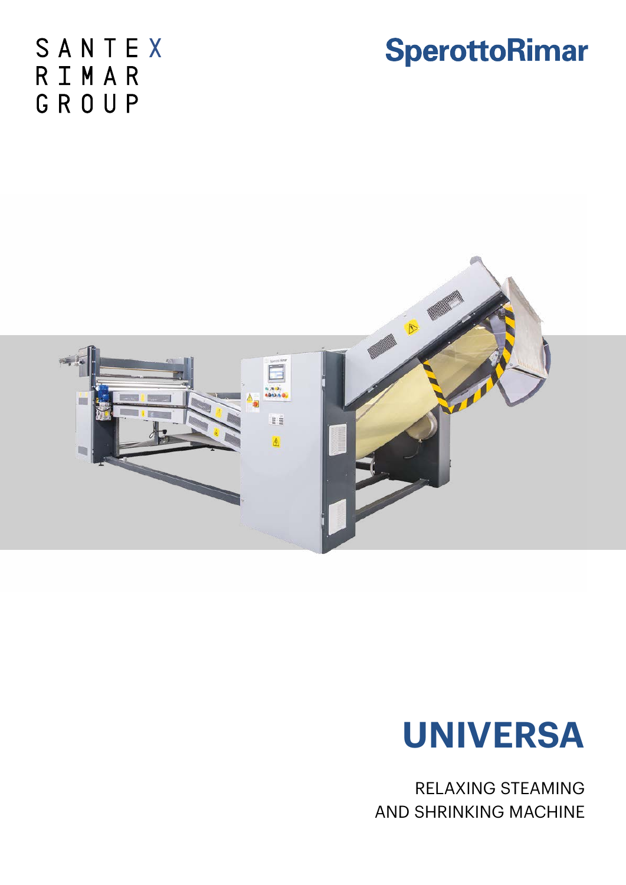SANTEX
RIMAR
GROUP

SperottoRimar

# UNIVERSA

RELAXING STEAMING
AND SHRINKING MACHINE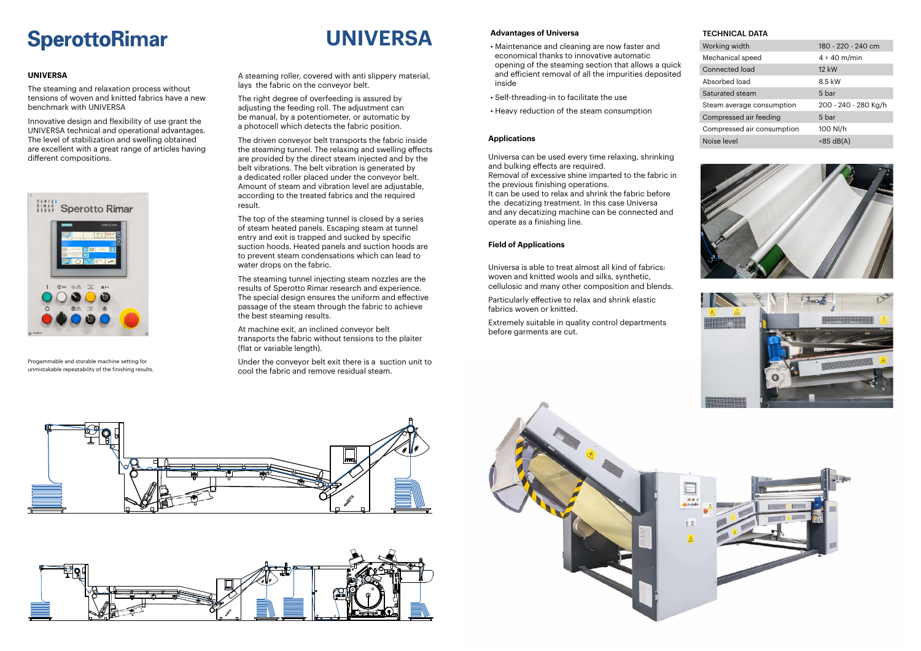# SperottoRimar

# UNIVERSA

## UNIVERSA

The steaming and relaxation process without tensions of woven and knitted fabrics have a new benchmark with UNIVERSA

Innovative design and flexibility of use grant the UNIVERSA technical and operational advantages. The level of stabilization and swelling obtained are excellent with a great range of articles having different compositions.

Progammable and storable machine setting for unmistakable repeatability of the finishing results.

A steaming roller, covered with anti slippery material, lays the fabric on the conveyor belt.

The right degree of overfeeding is assured by adjusting the feeding roll. The adjustment can be manual, by a potentiometer, or automatic by a photocell which detects the fabric position.

The driven conveyor belt transports the fabric inside the steaming tunnel. The relaxing and swelling effects are provided by the direct steam injected and by the belt vibrations. The belt vibration is generated by a dedicated roller placed under the conveyor belt. Amount of steam and vibration level are adjustable, according to the treated fabrics and the required result.

The top of the steaming tunnel is closed by a series of steam heated panels. Escaping steam at tunnel entry and exit is trapped and sucked by specific suction hoods. Heated panels and suction hoods are to prevent steam condensations which can lead to water drops on the fabric.

The steaming tunnel injecting steam nozzles are the results of Sperotto Rimar research and experience. The special design ensures the uniform and effective passage of the steam through the fabric to achieve the best steaming results.

At machine exit, an inclined conveyor belt transports the fabric without tensions to the plaiter (flat or variable length).

Under the conveyor belt exit there is a suction unit to cool the fabric and remove residual steam.

### Advantages of Universa

- Maintenance and cleaning are now faster and economical thanks to innovative automatic opening of the steaming section that allows a quick and efficient removal of all the impurities deposited inside
- Self-threading-in to facilitate the use
- Heavy reduction of the steam consumption

### Applications

Universa can be used every time relaxing, shrinking and bulking effects are required.
Removal of excessive shine imparted to the fabric in the previous finishing operations.
It can be used to relax and shrink the fabric before the decatizing treatment. In this case Universa and any decatizing machine can be connected and operate as a finishing line.

### Field of Applications

Universa is able to treat almost all kind of fabrics: woven and knitted wools and silks, synthetic, cellulosic and many other composition and blends.

Particularly effective to relax and shrink elastic fabrics woven or knitted.

Extremely suitable in quality control departments before garments are cut.

### TECHNICAL DATA

| | |
|---|---|
| Working width | 180 - 220 - 240 cm |
| Mechanical speed | 4 ÷ 40 m/min |
| Connected load | 12 kW |
| Absorbed load | 8.5 kW |
| Saturated steam | 5 bar |
| Steam average consumption | 200 - 240 - 280 Kg/h |
| Compressed air feeding | 5 bar |
| Compressed air consumption | 100 Nl/h |
| Noise level | <85 dB(A) |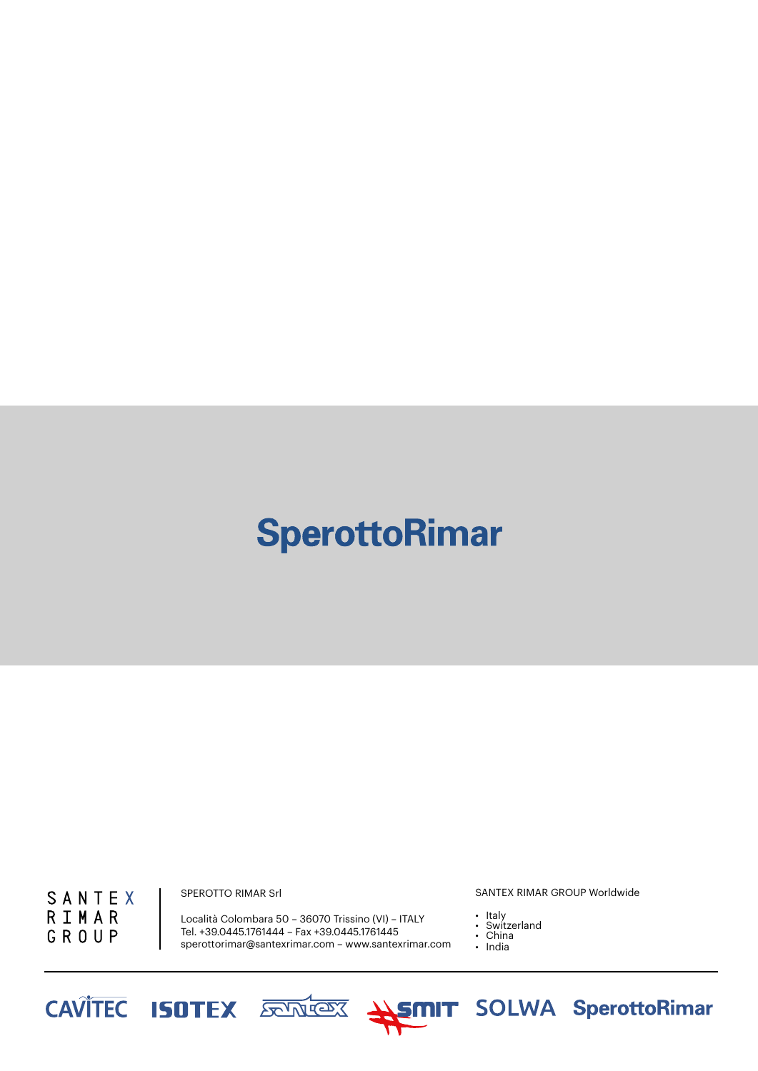# SperottoRimar

SANTEX RIMAR GROUP

SPEROTTO RIMAR Srl

Località Colombara 50 – 36070 Trissino (VI) – ITALY
Tel. +39.0445.1761444 – Fax +39.0445.1761445
sperottorimar@santexrimar.com – www.santexrimar.com

SANTEX RIMAR GROUP Worldwide

- Italy
- Switzerland
- China
- India

CAVITEC ISOTEX SANTEX SMIT SOLWA SperottoRimar